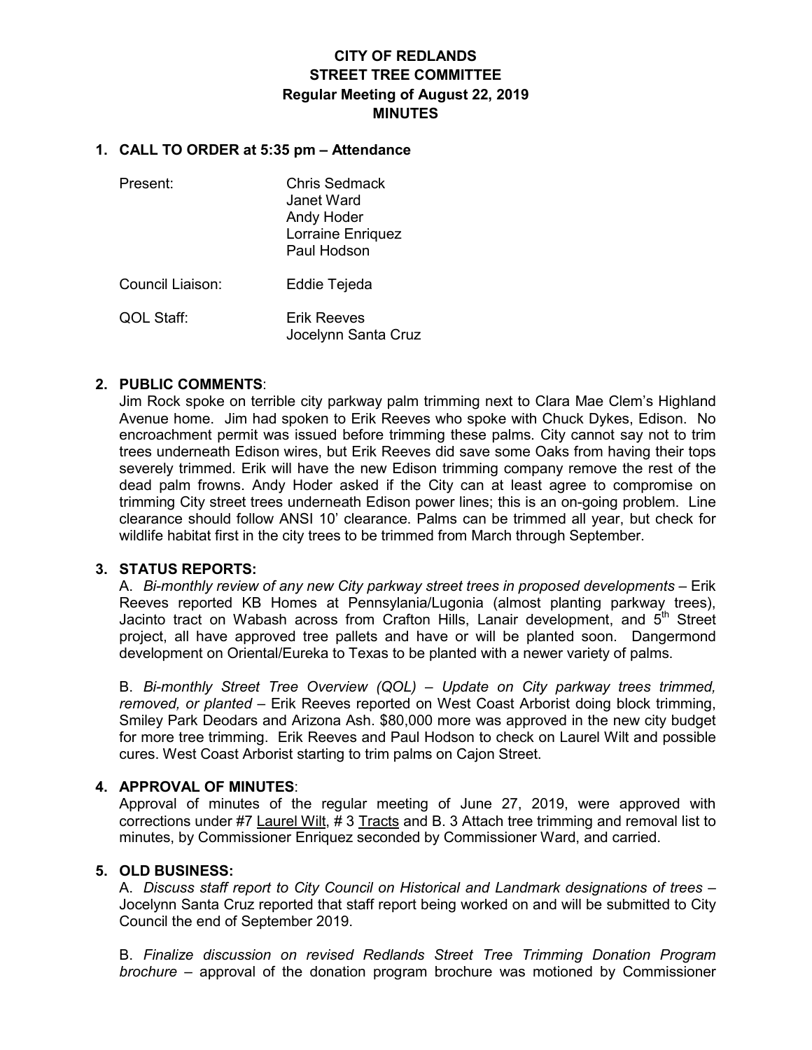# CITY OF REDLANDS
## STREET TREE COMMITTEE
### Regular Meeting of August 22, 2019
### MINUTES

**1. CALL TO ORDER at 5:35 pm – Attendance**

| | |
|---|---|
| Present: | Chris Sedmack<br>Janet Ward<br>Andy Hoder<br>Lorraine Enriquez<br>Paul Hodson |
| Council Liaison: | Eddie Tejeda |
| QOL Staff: | Erik Reeves<br>Jocelynn Santa Cruz |

**2. PUBLIC COMMENTS**:

Jim Rock spoke on terrible city parkway palm trimming next to Clara Mae Clem's Highland Avenue home. Jim had spoken to Erik Reeves who spoke with Chuck Dykes, Edison. No encroachment permit was issued before trimming these palms. City cannot say not to trim trees underneath Edison wires, but Erik Reeves did save some Oaks from having their tops severely trimmed. Erik will have the new Edison trimming company remove the rest of the dead palm frowns. Andy Hoder asked if the City can at least agree to compromise on trimming City street trees underneath Edison power lines; this is an on-going problem. Line clearance should follow ANSI 10' clearance. Palms can be trimmed all year, but check for wildlife habitat first in the city trees to be trimmed from March through September.

**3. STATUS REPORTS:**

A. *Bi-monthly review of any new City parkway street trees in proposed developments* – Erik Reeves reported KB Homes at Pennsylania/Lugonia (almost planting parkway trees), Jacinto tract on Wabash across from Crafton Hills, Lanair development, and 5th Street project, all have approved tree pallets and have or will be planted soon. Dangermond development on Oriental/Eureka to Texas to be planted with a newer variety of palms.

B. *Bi-monthly Street Tree Overview (QOL) – Update on City parkway trees trimmed, removed, or planted* – Erik Reeves reported on West Coast Arborist doing block trimming, Smiley Park Deodars and Arizona Ash. $80,000 more was approved in the new city budget for more tree trimming. Erik Reeves and Paul Hodson to check on Laurel Wilt and possible cures. West Coast Arborist starting to trim palms on Cajon Street.

**4. APPROVAL OF MINUTES**:

Approval of minutes of the regular meeting of June 27, 2019, were approved with corrections under #7 <u>Laurel Wilt</u>, # 3 <u>Tracts</u> and B. 3 Attach tree trimming and removal list to minutes, by Commissioner Enriquez seconded by Commissioner Ward, and carried.

**5. OLD BUSINESS:**

A. *Discuss staff report to City Council on Historical and Landmark designations of trees* – Jocelynn Santa Cruz reported that staff report being worked on and will be submitted to City Council the end of September 2019.

B. *Finalize discussion on revised Redlands Street Tree Trimming Donation Program brochure* – approval of the donation program brochure was motioned by Commissioner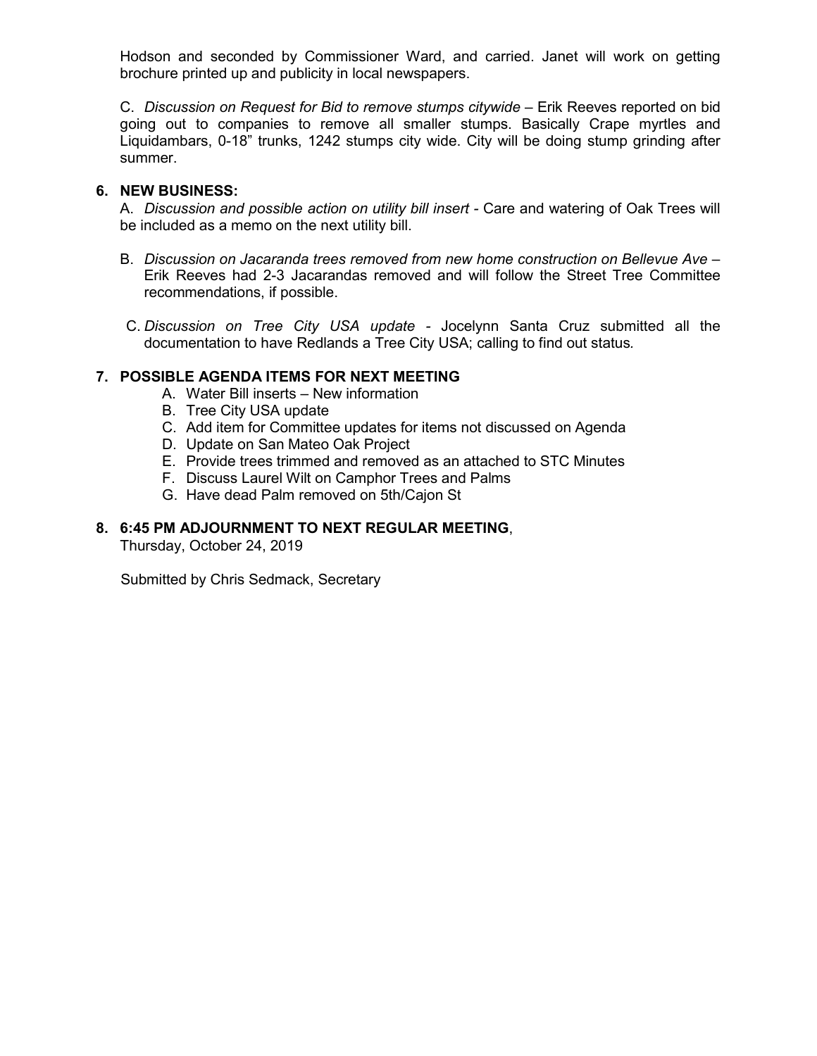Hodson and seconded by Commissioner Ward, and carried. Janet will work on getting brochure printed up and publicity in local newspapers.

C. *Discussion on Request for Bid to remove stumps citywide* – Erik Reeves reported on bid going out to companies to remove all smaller stumps. Basically Crape myrtles and Liquidambars, 0-18" trunks, 1242 stumps city wide. City will be doing stump grinding after summer.

**6. NEW BUSINESS:**

A. *Discussion and possible action on utility bill insert* - Care and watering of Oak Trees will be included as a memo on the next utility bill.

B. *Discussion on Jacaranda trees removed from new home construction on Bellevue Ave* – Erik Reeves had 2-3 Jacarandas removed and will follow the Street Tree Committee recommendations, if possible.

C. *Discussion on Tree City USA update* - Jocelynn Santa Cruz submitted all the documentation to have Redlands a Tree City USA; calling to find out status.

**7. POSSIBLE AGENDA ITEMS FOR NEXT MEETING**

A. Water Bill inserts – New information
B. Tree City USA update
C. Add item for Committee updates for items not discussed on Agenda
D. Update on San Mateo Oak Project
E. Provide trees trimmed and removed as an attached to STC Minutes
F. Discuss Laurel Wilt on Camphor Trees and Palms
G. Have dead Palm removed on 5th/Cajon St

**8. 6:45 PM ADJOURNMENT TO NEXT REGULAR MEETING**,
Thursday, October 24, 2019

Submitted by Chris Sedmack, Secretary